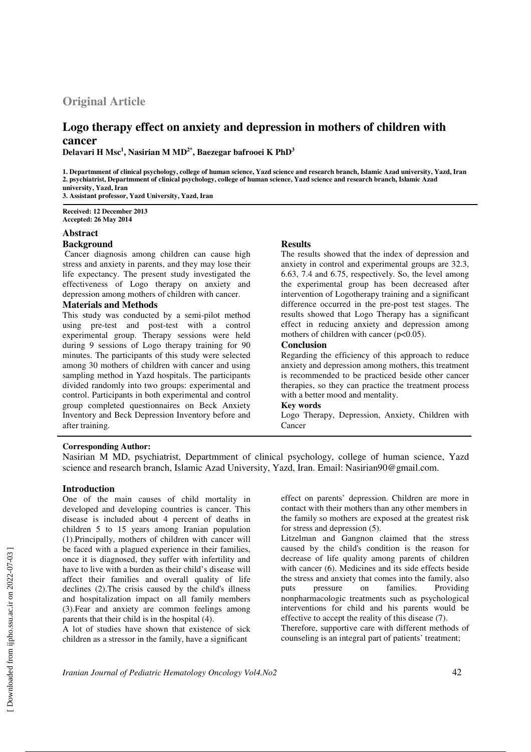**Original Article**

# Logo therapy effect on anxiety and depression in mothers of children with cancer

**Delavari H Msc[1], Nasirian M MD[2*], Baezegar bafrooei K PhD[3]**

1. Departmment of clinical psychology, college of human science, Yazd science and research branch, Islamic Azad university, Yazd, Iran
2. psychiatrist, Departmment of clinical psychology, college of human science, Yazd science and research branch, Islamic Azad university, Yazd, Iran
3. Assistant professor, Yazd University, Yazd, Iran

**Received: 12 December 2013**
**Accepted: 26 May 2014**

## Abstract

### Background

Cancer diagnosis among children can cause high stress and anxiety in parents, and they may lose their life expectancy. The present study investigated the effectiveness of Logo therapy on anxiety and depression among mothers of children with cancer.

### Materials and Methods

This study was conducted by a semi-pilot method using pre-test and post-test with a control experimental group. Therapy sessions were held during 9 sessions of Logo therapy training for 90 minutes. The participants of this study were selected among 30 mothers of children with cancer and using sampling method in Yazd hospitals. The participants divided randomly into two groups: experimental and control. Participants in both experimental and control group completed questionnaires on Beck Anxiety Inventory and Beck Depression Inventory before and after training.

### Results

The results showed that the index of depression and anxiety in control and experimental groups are 32.3, 6.63, 7.4 and 6.75, respectively. So, the level among the experimental group has been decreased after intervention of Logotherapy training and a significant difference occurred in the pre-post test stages. The results showed that Logo Therapy has a significant effect in reducing anxiety and depression among mothers of children with cancer ($p<0.05$).

### Conclusion

Regarding the efficiency of this approach to reduce anxiety and depression among mothers, this treatment is recommended to be practiced beside other cancer therapies, so they can practice the treatment process with a better mood and mentality.

### Key words

Logo Therapy, Depression, Anxiety, Children with Cancer

**Corresponding Author:**

Nasirian M MD, psychiatrist, Departmment of clinical psychology, college of human science, Yazd science and research branch, Islamic Azad University, Yazd, Iran. Email: Nasirian90@gmail.com.

## Introduction

One of the main causes of child mortality in developed and developing countries is cancer. This disease is included about 4 percent of deaths in children 5 to 15 years among Iranian population (1).Principally, mothers of children with cancer will be faced with a plagued experience in their families, once it is diagnosed, they suffer with infertility and have to live with a burden as their child's disease will affect their families and overall quality of life declines (2).The crisis caused by the child's illness and hospitalization impact on all family members (3).Fear and anxiety are common feelings among parents that their child is in the hospital (4).

A lot of studies have shown that existence of sick children as a stressor in the family, have a significant effect on parents' depression. Children are more in contact with their mothers than any other members in the family so mothers are exposed at the greatest risk for stress and depression (5).

Litzelman and Gangnon claimed that the stress caused by the child's condition is the reason for decrease of life quality among parents of children with cancer (6). Medicines and its side effects beside the stress and anxiety that comes into the family, also puts pressure on families. Providing nonpharmacologic treatments such as psychological interventions for child and his parents would be effective to accept the reality of this disease (7).

Therefore, supportive care with different methods of counseling is an integral part of patients' treatment;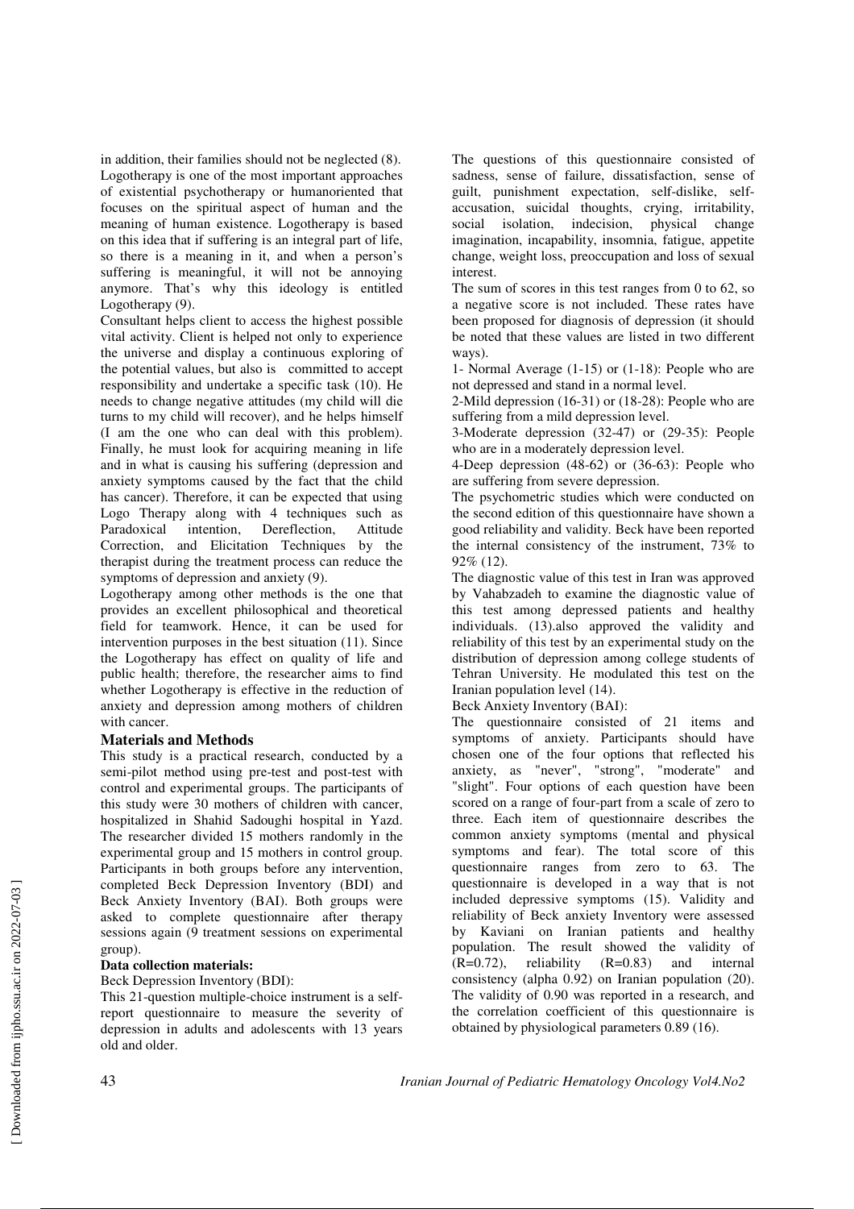in addition, their families should not be neglected (8). Logotherapy is one of the most important approaches of existential psychotherapy or humanoriented that focuses on the spiritual aspect of human and the meaning of human existence. Logotherapy is based on this idea that if suffering is an integral part of life, so there is a meaning in it, and when a person's suffering is meaningful, it will not be annoying anymore. That's why this ideology is entitled Logotherapy (9).

Consultant helps client to access the highest possible vital activity. Client is helped not only to experience the universe and display a continuous exploring of the potential values, but also is committed to accept responsibility and undertake a specific task (10). He needs to change negative attitudes (my child will die turns to my child will recover), and he helps himself (I am the one who can deal with this problem). Finally, he must look for acquiring meaning in life and in what is causing his suffering (depression and anxiety symptoms caused by the fact that the child has cancer). Therefore, it can be expected that using Logo Therapy along with 4 techniques such as Paradoxical intention, Dereflection, Attitude Correction, and Elicitation Techniques by the therapist during the treatment process can reduce the symptoms of depression and anxiety (9).

Logotherapy among other methods is the one that provides an excellent philosophical and theoretical field for teamwork. Hence, it can be used for intervention purposes in the best situation (11). Since the Logotherapy has effect on quality of life and public health; therefore, the researcher aims to find whether Logotherapy is effective in the reduction of anxiety and depression among mothers of children with cancer.

## Materials and Methods

This study is a practical research, conducted by a semi-pilot method using pre-test and post-test with control and experimental groups. The participants of this study were 30 mothers of children with cancer, hospitalized in Shahid Sadoughi hospital in Yazd. The researcher divided 15 mothers randomly in the experimental group and 15 mothers in control group. Participants in both groups before any intervention, completed Beck Depression Inventory (BDI) and Beck Anxiety Inventory (BAI). Both groups were asked to complete questionnaire after therapy sessions again (9 treatment sessions on experimental group).

**Data collection materials:**

Beck Depression Inventory (BDI):

This 21-question multiple-choice instrument is a self-report questionnaire to measure the severity of depression in adults and adolescents with 13 years old and older.

The questions of this questionnaire consisted of sadness, sense of failure, dissatisfaction, sense of guilt, punishment expectation, self-dislike, self-accusation, suicidal thoughts, crying, irritability, social isolation, indecision, physical change imagination, incapability, insomnia, fatigue, appetite change, weight loss, preoccupation and loss of sexual interest.

The sum of scores in this test ranges from 0 to 62, so a negative score is not included. These rates have been proposed for diagnosis of depression (it should be noted that these values are listed in two different ways).

1- Normal Average (1-15) or (1-18): People who are not depressed and stand in a normal level.

2-Mild depression (16-31) or (18-28): People who are suffering from a mild depression level.

3-Moderate depression (32-47) or (29-35): People who are in a moderately depression level.

4-Deep depression (48-62) or (36-63): People who are suffering from severe depression.

The psychometric studies which were conducted on the second edition of this questionnaire have shown a good reliability and validity. Beck have been reported the internal consistency of the instrument, 73% to 92% (12).

The diagnostic value of this test in Iran was approved by Vahabzadeh to examine the diagnostic value of this test among depressed patients and healthy individuals. (13).also approved the validity and reliability of this test by an experimental study on the distribution of depression among college students of Tehran University. He modulated this test on the Iranian population level (14).

Beck Anxiety Inventory (BAI):

The questionnaire consisted of 21 items and symptoms of anxiety. Participants should have chosen one of the four options that reflected his anxiety, as "never", "strong", "moderate" and "slight". Four options of each question have been scored on a range of four-part from a scale of zero to three. Each item of questionnaire describes the common anxiety symptoms (mental and physical symptoms and fear). The total score of this questionnaire ranges from zero to 63. The questionnaire is developed in a way that is not included depressive symptoms (15). Validity and reliability of Beck anxiety Inventory were assessed by Kaviani on Iranian patients and healthy population. The result showed the validity of (R=0.72), reliability (R=0.83) and internal consistency (alpha 0.92) on Iranian population (20). The validity of 0.90 was reported in a research, and the correlation coefficient of this questionnaire is obtained by physiological parameters 0.89 (16).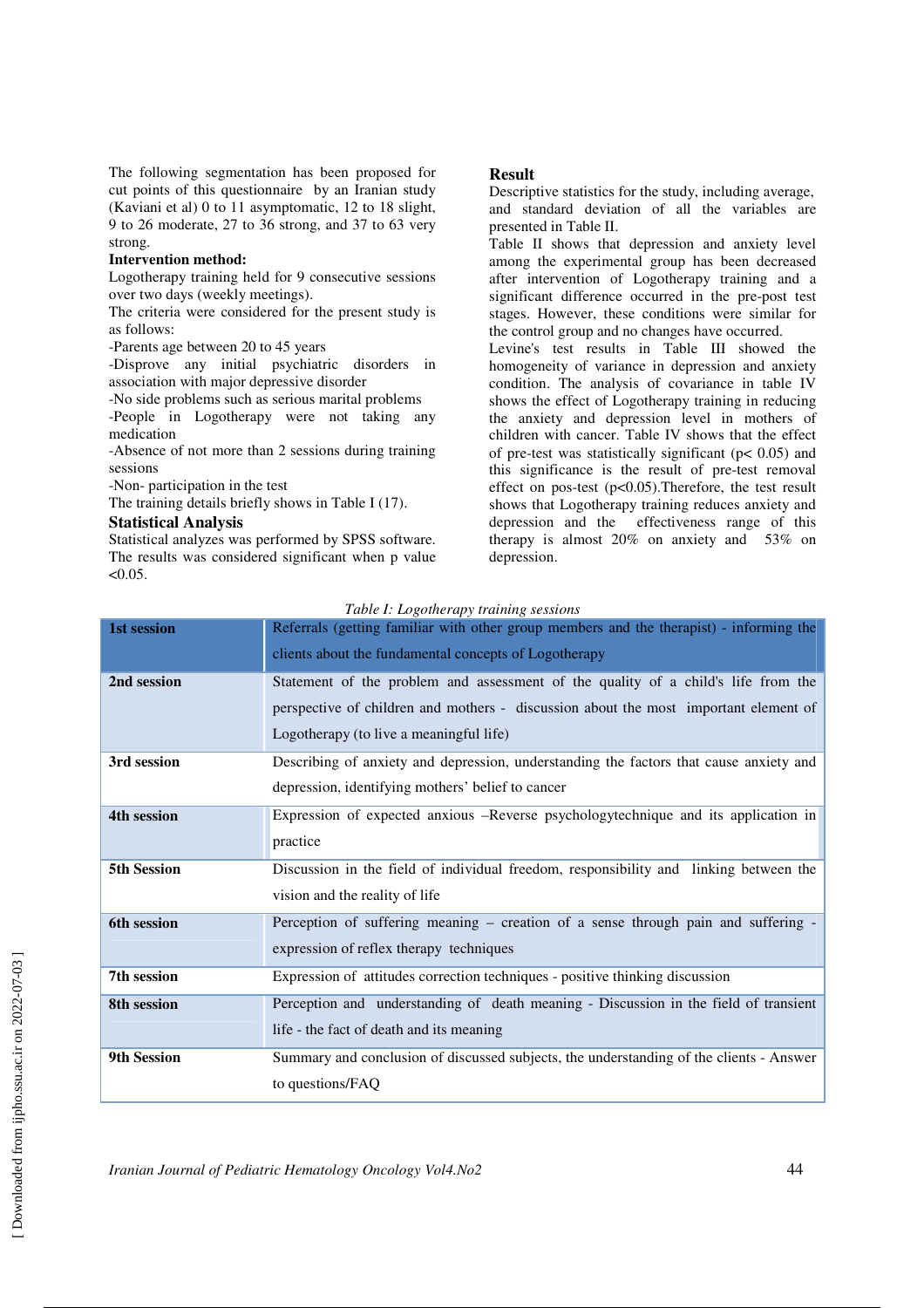The following segmentation has been proposed for cut points of this questionnaire by an Iranian study (Kaviani et al) 0 to 11 asymptomatic, 12 to 18 slight, 9 to 26 moderate, 27 to 36 strong, and 37 to 63 very strong.

**Intervention method:**

Logotherapy training held for 9 consecutive sessions over two days (weekly meetings).

The criteria were considered for the present study is as follows:

-Parents age between 20 to 45 years

-Disprove any initial psychiatric disorders in association with major depressive disorder

-No side problems such as serious marital problems

-People in Logotherapy were not taking any medication

-Absence of not more than 2 sessions during training sessions

-Non- participation in the test

The training details briefly shows in Table I (17).

## Statistical Analysis

Statistical analyzes was performed by SPSS software. The results was considered significant when p value <0.05.

## Result

Descriptive statistics for the study, including average, and standard deviation of all the variables are presented in Table II.

Table II shows that depression and anxiety level among the experimental group has been decreased after intervention of Logotherapy training and a significant difference occurred in the pre-post test stages. However, these conditions were similar for the control group and no changes have occurred.

Levine's test results in Table III showed the homogeneity of variance in depression and anxiety condition. The analysis of covariance in table IV shows the effect of Logotherapy training in reducing the anxiety and depression level in mothers of children with cancer. Table IV shows that the effect of pre-test was statistically significant ($p< 0.05$) and this significance is the result of pre-test removal effect on pos-test ($p<0.05$).Therefore, the test result shows that Logotherapy training reduces anxiety and depression and the effectiveness range of this therapy is almost 20% on anxiety and 53% on depression.

*Table I: Logotherapy training sessions*

| | |
|---|---|
| **1st session** | Referrals (getting familiar with other group members and the therapist) - informing the clients about the fundamental concepts of Logotherapy |
| **2nd session** | Statement of the problem and assessment of the quality of a child's life from the perspective of children and mothers - discussion about the most important element of Logotherapy (to live a meaningful life) |
| **3rd session** | Describing of anxiety and depression, understanding the factors that cause anxiety and depression, identifying mothers' belief to cancer |
| **4th session** | Expression of expected anxious –Reverse psychologytechnique and its application in practice |
| **5th Session** | Discussion in the field of individual freedom, responsibility and linking between the vision and the reality of life |
| **6th session** | Perception of suffering meaning – creation of a sense through pain and suffering - expression of reflex therapy techniques |
| **7th session** | Expression of attitudes correction techniques - positive thinking discussion |
| **8th session** | Perception and understanding of death meaning - Discussion in the field of transient life - the fact of death and its meaning |
| **9th Session** | Summary and conclusion of discussed subjects, the understanding of the clients - Answer to questions/FAQ |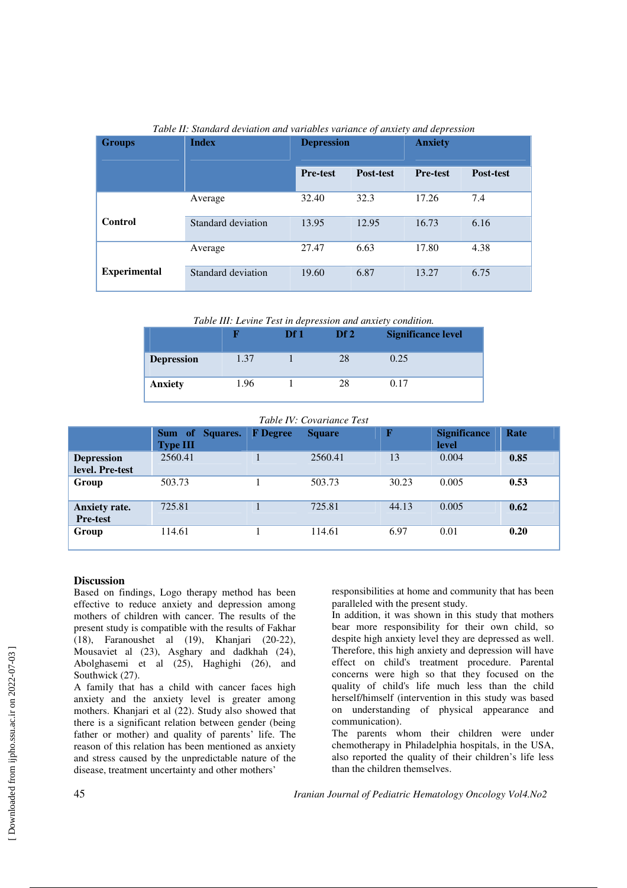*Table II: Standard deviation and variables variance of anxiety and depression*

| Groups | Index | Depression | | Anxiety | |
|---|---|---|---|---|---|
| | | Pre-test | Post-test | Pre-test | Post-test |
| Control | Average | 32.40 | 32.3 | 17.26 | 7.4 |
| | Standard deviation | 13.95 | 12.95 | 16.73 | 6.16 |
| Experimental | Average | 27.47 | 6.63 | 17.80 | 4.38 |
| | Standard deviation | 19.60 | 6.87 | 13.27 | 6.75 |

*Table III: Levine Test in depression and anxiety condition.*

| | F | Df 1 | Df 2 | Significance level |
|---|---|---|---|---|
| **Depression** | 1.37 | 1 | 28 | 0.25 |
| **Anxiety** | 1.96 | 1 | 28 | 0.17 |

*Table IV: Covariance Test*

| | Sum of Squares. Type III | F Degree | Square | F | Significance level | Rate |
|---|---|---|---|---|---|---|
| **Depression level. Pre-test** | 2560.41 | 1 | 2560.41 | 13 | 0.004 | **0.85** |
| **Group** | 503.73 | 1 | 503.73 | 30.23 | 0.005 | **0.53** |
| **Anxiety rate. Pre-test** | 725.81 | 1 | 725.81 | 44.13 | 0.005 | **0.62** |
| **Group** | 114.61 | 1 | 114.61 | 6.97 | 0.01 | **0.20** |

## Discussion

Based on findings, Logo therapy method has been effective to reduce anxiety and depression among mothers of children with cancer. The results of the present study is compatible with the results of Fakhar (18), Faranoushet al (19), Khanjari (20-22), Mousaviet al (23), Asghary and dadkhah (24), Abolghasemi et al (25), Haghighi (26), and Southwick (27).

A family that has a child with cancer faces high anxiety and the anxiety level is greater among mothers. Khanjari et al (22). Study also showed that there is a significant relation between gender (being father or mother) and quality of parents' life. The reason of this relation has been mentioned as anxiety and stress caused by the unpredictable nature of the disease, treatment uncertainty and other mothers' responsibilities at home and community that has been paralleled with the present study.

In addition, it was shown in this study that mothers bear more responsibility for their own child, so despite high anxiety level they are depressed as well. Therefore, this high anxiety and depression will have effect on child's treatment procedure. Parental concerns were high so that they focused on the quality of child's life much less than the child herself/himself (intervention in this study was based on understanding of physical appearance and communication).

The parents whom their children were under chemotherapy in Philadelphia hospitals, in the USA, also reported the quality of their children's life less than the children themselves.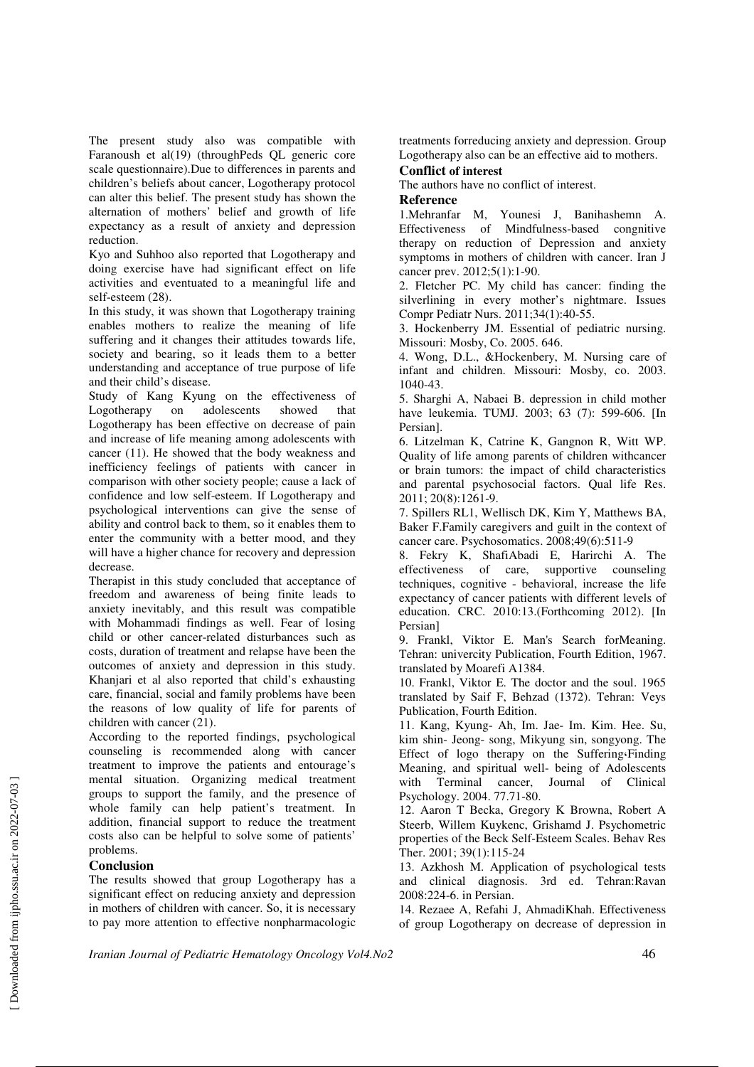The present study also was compatible with Faranoush et al(19) (throughPeds QL generic core scale questionnaire).Due to differences in parents and children's beliefs about cancer, Logotherapy protocol can alter this belief. The present study has shown the alternation of mothers' belief and growth of life expectancy as a result of anxiety and depression reduction.

Kyo and Suhhoo also reported that Logotherapy and doing exercise have had significant effect on life activities and eventuated to a meaningful life and self-esteem (28).

In this study, it was shown that Logotherapy training enables mothers to realize the meaning of life suffering and it changes their attitudes towards life, society and bearing, so it leads them to a better understanding and acceptance of true purpose of life and their child's disease.

Study of Kang Kyung on the effectiveness of Logotherapy on adolescents showed that Logotherapy has been effective on decrease of pain and increase of life meaning among adolescents with cancer (11). He showed that the body weakness and inefficiency feelings of patients with cancer in comparison with other society people; cause a lack of confidence and low self-esteem. If Logotherapy and psychological interventions can give the sense of ability and control back to them, so it enables them to enter the community with a better mood, and they will have a higher chance for recovery and depression decrease.

Therapist in this study concluded that acceptance of freedom and awareness of being finite leads to anxiety inevitably, and this result was compatible with Mohammadi findings as well. Fear of losing child or other cancer-related disturbances such as costs, duration of treatment and relapse have been the outcomes of anxiety and depression in this study. Khanjari et al also reported that child's exhausting care, financial, social and family problems have been the reasons of low quality of life for parents of children with cancer (21).

According to the reported findings, psychological counseling is recommended along with cancer treatment to improve the patients and entourage's mental situation. Organizing medical treatment groups to support the family, and the presence of whole family can help patient's treatment. In addition, financial support to reduce the treatment costs also can be helpful to solve some of patients' problems.

## Conclusion

The results showed that group Logotherapy has a significant effect on reducing anxiety and depression in mothers of children with cancer. So, it is necessary to pay more attention to effective nonpharmacologic treatments forreducing anxiety and depression. Group Logotherapy also can be an effective aid to mothers.

## Conflict of interest

The authors have no conflict of interest.

## Reference

1.Mehranfar M, Younesi J, Banihashemn A. Effectiveness of Mindfulness-based congnitive therapy on reduction of Depression and anxiety symptoms in mothers of children with cancer. Iran J cancer prev. 2012;5(1):1-90.

2. Fletcher PC. My child has cancer: finding the silverlining in every mother's nightmare. Issues Compr Pediatr Nurs. 2011;34(1):40-55.

3. Hockenberry JM. Essential of pediatric nursing. Missouri: Mosby, Co. 2005. 646.

4. Wong, D.L., &Hockenbery, M. Nursing care of infant and children. Missouri: Mosby, co. 2003. 1040-43.

5. Sharghi A, Nabaei B. depression in child mother have leukemia. TUMJ. 2003; 63 (7): 599-606. [In Persian].

6. Litzelman K, Catrine K, Gangnon R, Witt WP. Quality of life among parents of children withcancer or brain tumors: the impact of child characteristics and parental psychosocial factors. Qual life Res. 2011; 20(8):1261-9.

7. Spillers RL1, Wellisch DK, Kim Y, Matthews BA, Baker F.Family caregivers and guilt in the context of cancer care. Psychosomatics. 2008;49(6):511-9

8. Fekry K, ShafiAbadi E, Harirchi A. The effectiveness of care, supportive counseling techniques, cognitive - behavioral, increase the life expectancy of cancer patients with different levels of education. CRC. 2010:13.(Forthcoming 2012). [In Persian]

9. Frankl, Viktor E. Man's Search forMeaning. Tehran: univercity Publication, Fourth Edition, 1967. translated by Moarefi A1384.

10. Frankl, Viktor E. The doctor and the soul. 1965 translated by Saif F, Behzad (1372). Tehran: Veys Publication, Fourth Edition.

11. Kang, Kyung- Ah, Im. Jae- Im. Kim. Hee. Su, kim shin- Jeong- song, Mikyung sin, songyong. The Effect of logo therapy on the Suffering،Finding Meaning, and spiritual well- being of Adolescents with Terminal cancer, Journal of Clinical Psychology. 2004. 77.71-80.

12. Aaron T Becka, Gregory K Browna, Robert A Steerb, Willem Kuykenc, Grishamd J. Psychometric properties of the Beck Self-Esteem Scales. Behav Res Ther. 2001; 39(1):115-24

13. Azkhosh M. Application of psychological tests and clinical diagnosis. 3rd ed. Tehran:Ravan 2008:224-6. in Persian.

14. Rezaee A, Refahi J, AhmadiKhah. Effectiveness of group Logotherapy on decrease of depression in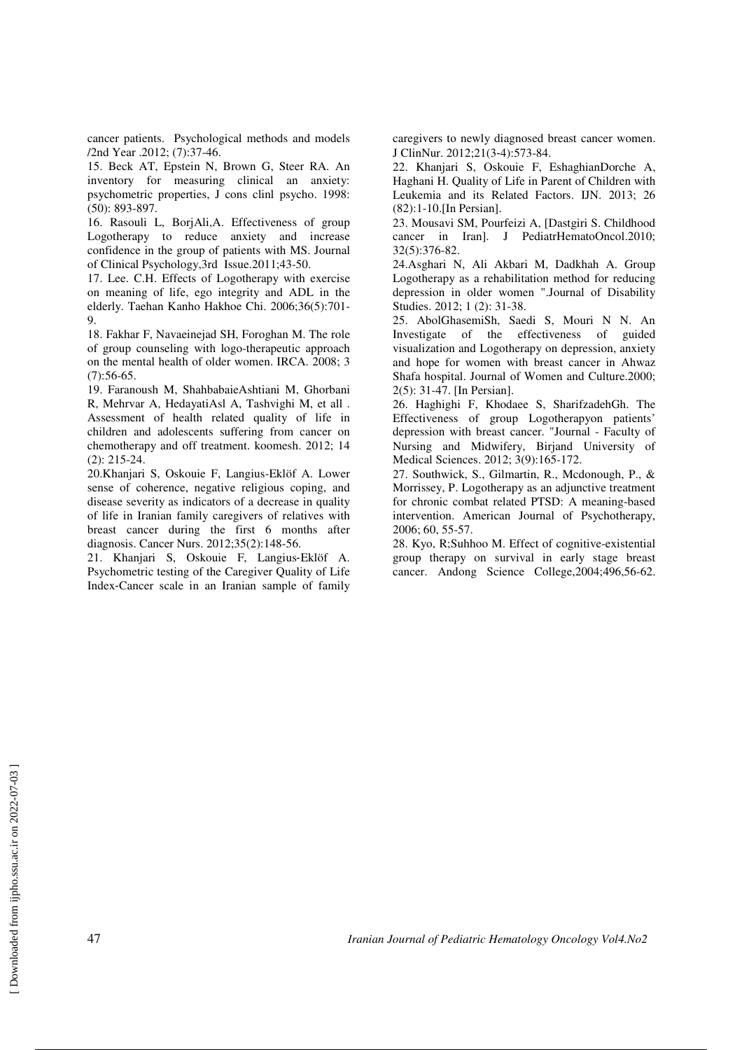cancer patients. Psychological methods and models /2nd Year .2012; (7):37-46.

15. Beck AT, Epstein N, Brown G, Steer RA. An inventory for measuring clinical an anxiety: psychometric properties, J cons clinl psycho. 1998: (50): 893-897.

16. Rasouli L, BorjAli,A. Effectiveness of group Logotherapy to reduce anxiety and increase confidence in the group of patients with MS. Journal of Clinical Psychology,3rd Issue.2011;43-50.

17. Lee. C.H. Effects of Logotherapy with exercise on meaning of life, ego integrity and ADL in the elderly. Taehan Kanho Hakhoe Chi. 2006;36(5):701-9.

18. Fakhar F, Navaeinejad SH, Foroghan M. The role of group counseling with logo-therapeutic approach on the mental health of older women. IRCA. 2008; 3 (7):56-65.

19. Faranoush M, ShahbabaieAshtiani M, Ghorbani R, Mehrvar A, HedayatiAsl A, Tashvighi M, et all . Assessment of health related quality of life in children and adolescents suffering from cancer on chemotherapy and off treatment. koomesh. 2012; 14 (2): 215-24.

20.Khanjari S, Oskouie F, Langius-Eklöf A. Lower sense of coherence, negative religious coping, and disease severity as indicators of a decrease in quality of life in Iranian family caregivers of relatives with breast cancer during the first 6 months after diagnosis. Cancer Nurs. 2012;35(2):148-56.

21. Khanjari S, Oskouie F, Langius-Eklöf A. Psychometric testing of the Caregiver Quality of Life Index-Cancer scale in an Iranian sample of family caregivers to newly diagnosed breast cancer women. J ClinNur. 2012;21(3-4):573-84.

22. Khanjari S, Oskouie F, EshaghianDorche A, Haghani H. Quality of Life in Parent of Children with Leukemia and its Related Factors. IJN. 2013; 26 (82):1-10.[In Persian].

23. Mousavi SM, Pourfeizi A, [Dastgiri S. Childhood cancer in Iran]. J PediatrHematoOncol.2010; 32(5):376-82.

24.Asghari N, Ali Akbari M, Dadkhah A. Group Logotherapy as a rehabilitation method for reducing depression in older women ".Journal of Disability Studies. 2012; 1 (2): 31-38.

25. AbolGhasemiSh, Saedi S, Mouri N N. An Investigate of the effectiveness of guided visualization and Logotherapy on depression, anxiety and hope for women with breast cancer in Ahwaz Shafa hospital. Journal of Women and Culture.2000; 2(5): 31-47. [In Persian].

26. Haghighi F, Khodaee S, SharifzadehGh. The Effectiveness of group Logotherapyon patients' depression with breast cancer. "Journal - Faculty of Nursing and Midwifery, Birjand University of Medical Sciences. 2012; 3(9):165-172.

27. Southwick, S., Gilmartin, R., Mcdonough, P., & Morrissey, P. Logotherapy as an adjunctive treatment for chronic combat related PTSD: A meaning-based intervention. American Journal of Psychotherapy, 2006; 60, 55-57.

28. Kyo, R;Suhhoo M. Effect of cognitive-existential group therapy on survival in early stage breast cancer. Andong Science College,2004;496,56-62.